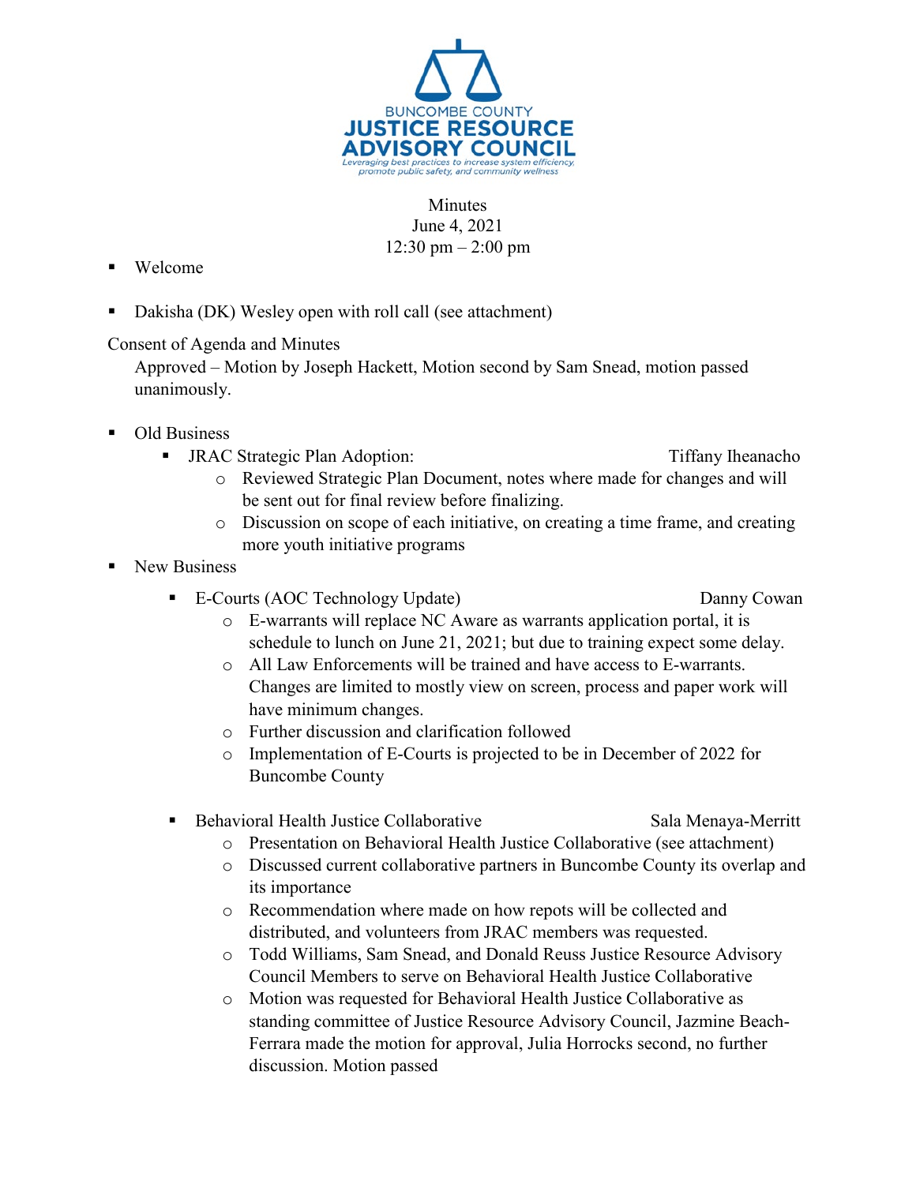BUNCOMBE COUNTY
**JUSTICE RESOURCE ADVISORY COUNCIL**
*Leveraging best practices to increase system efficiency, promote public safety, and community wellness*

Minutes
June 4, 2021
12:30 pm – 2:00 pm

- Welcome
- Dakisha (DK) Wesley open with roll call (see attachment)

Consent of Agenda and Minutes

Approved – Motion by Joseph Hackett, Motion second by Sam Snead, motion passed unanimously.

- Old Business
  - JRAC Strategic Plan Adoption: Tiffany Iheanacho
    - Reviewed Strategic Plan Document, notes where made for changes and will be sent out for final review before finalizing.
    - Discussion on scope of each initiative, on creating a time frame, and creating more youth initiative programs
- New Business
  - E-Courts (AOC Technology Update) Danny Cowan
    - E-warrants will replace NC Aware as warrants application portal, it is schedule to lunch on June 21, 2021; but due to training expect some delay.
    - All Law Enforcements will be trained and have access to E-warrants. Changes are limited to mostly view on screen, process and paper work will have minimum changes.
    - Further discussion and clarification followed
    - Implementation of E-Courts is projected to be in December of 2022 for Buncombe County
  - Behavioral Health Justice Collaborative Sala Menaya-Merritt
    - Presentation on Behavioral Health Justice Collaborative (see attachment)
    - Discussed current collaborative partners in Buncombe County its overlap and its importance
    - Recommendation where made on how repots will be collected and distributed, and volunteers from JRAC members was requested.
    - Todd Williams, Sam Snead, and Donald Reuss Justice Resource Advisory Council Members to serve on Behavioral Health Justice Collaborative
    - Motion was requested for Behavioral Health Justice Collaborative as standing committee of Justice Resource Advisory Council, Jazmine Beach-Ferrara made the motion for approval, Julia Horrocks second, no further discussion. Motion passed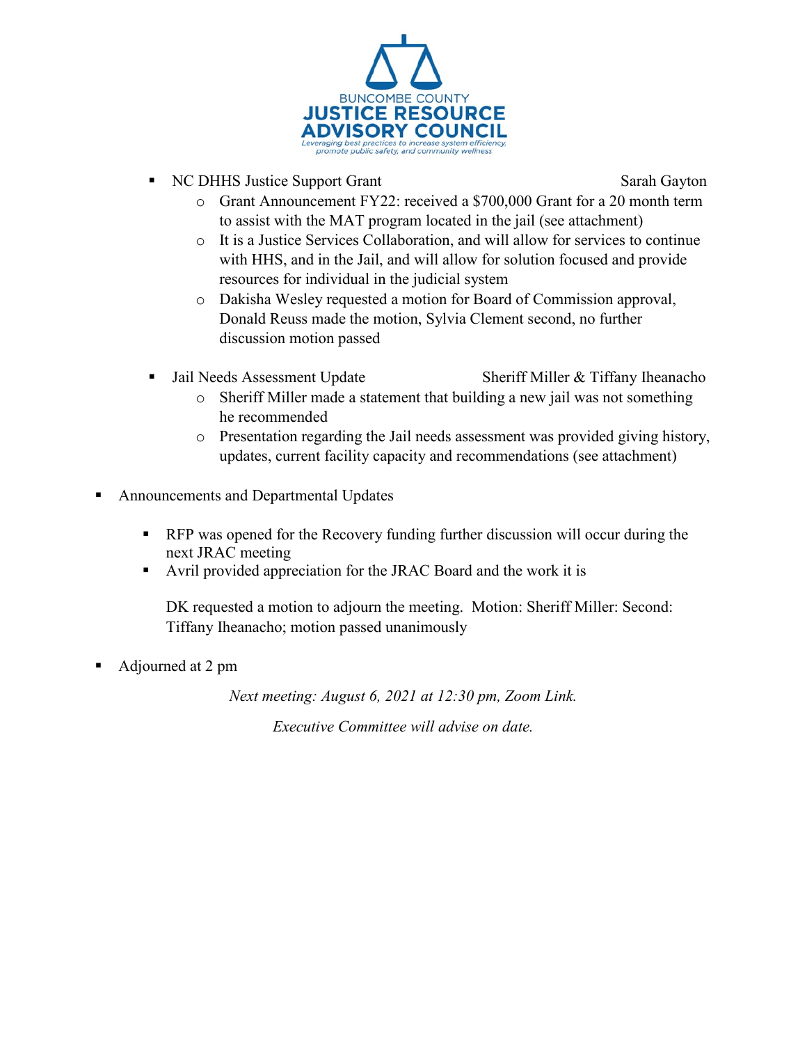- NC DHHS Justice Support Grant — Sarah Gayton
  - Grant Announcement FY22: received a $700,000 Grant for a 20 month term to assist with the MAT program located in the jail (see attachment)
  - It is a Justice Services Collaboration, and will allow for services to continue with HHS, and in the Jail, and will allow for solution focused and provide resources for individual in the judicial system
  - Dakisha Wesley requested a motion for Board of Commission approval, Donald Reuss made the motion, Sylvia Clement second, no further discussion motion passed

- Jail Needs Assessment Update — Sheriff Miller & Tiffany Iheanacho
  - Sheriff Miller made a statement that building a new jail was not something he recommended
  - Presentation regarding the Jail needs assessment was provided giving history, updates, current facility capacity and recommendations (see attachment)

- Announcements and Departmental Updates
  - RFP was opened for the Recovery funding further discussion will occur during the next JRAC meeting
  - Avril provided appreciation for the JRAC Board and the work it is

  DK requested a motion to adjourn the meeting. Motion: Sheriff Miller: Second: Tiffany Iheanacho; motion passed unanimously

- Adjourned at 2 pm

*Next meeting: August 6, 2021 at 12:30 pm, Zoom Link.*

*Executive Committee will advise on date.*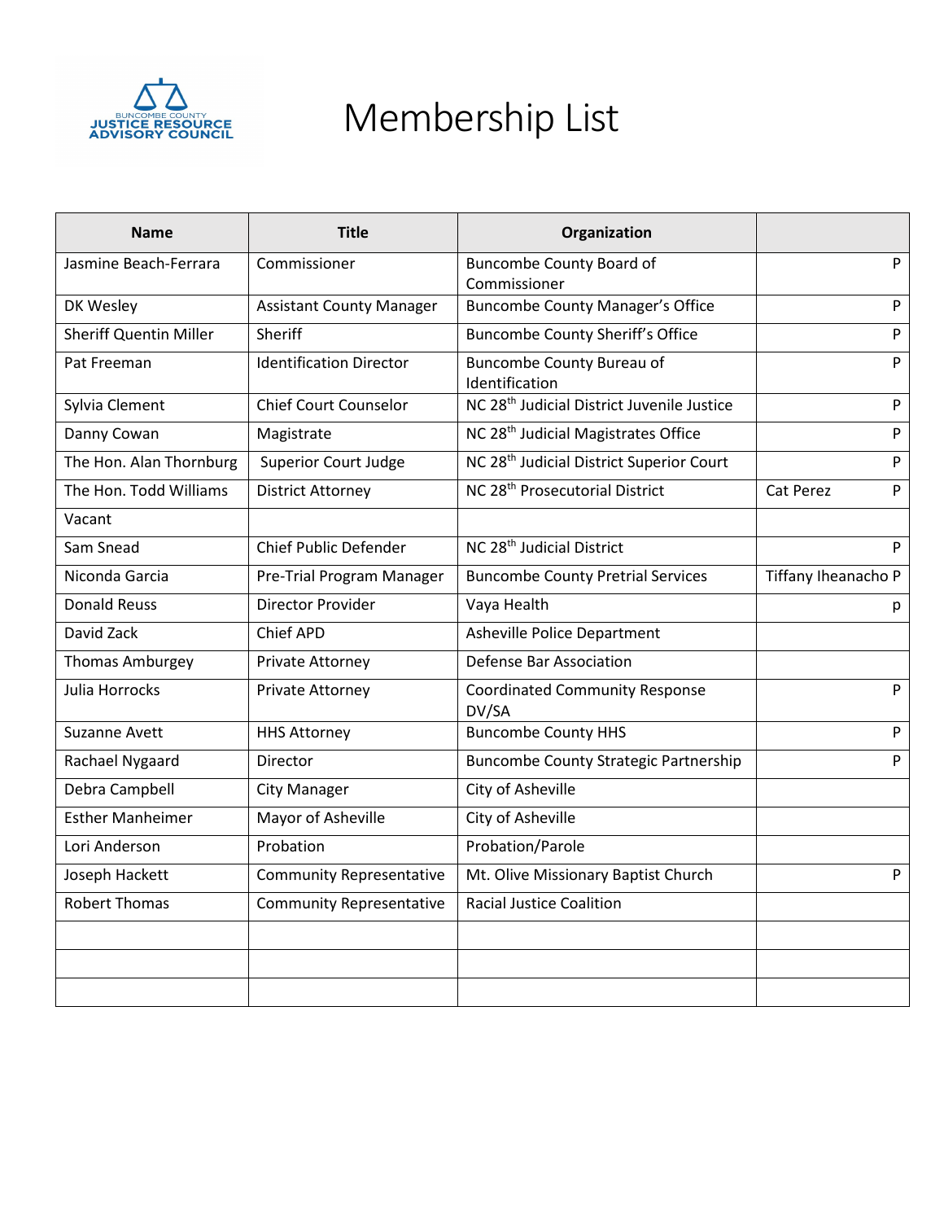BUNCOMBE COUNTY JUSTICE RESOURCE ADVISORY COUNCIL

# Membership List

| Name | Title | Organization | |
|---|---|---|---|
| Jasmine Beach-Ferrara | Commissioner | Buncombe County Board of Commissioner | P |
| DK Wesley | Assistant County Manager | Buncombe County Manager's Office | P |
| Sheriff Quentin Miller | Sheriff | Buncombe County Sheriff's Office | P |
| Pat Freeman | Identification Director | Buncombe County Bureau of Identification | P |
| Sylvia Clement | Chief Court Counselor | NC 28th Judicial District Juvenile Justice | P |
| Danny Cowan | Magistrate | NC 28th Judicial Magistrates Office | P |
| The Hon. Alan Thornburg | Superior Court Judge | NC 28th Judicial District Superior Court | P |
| The Hon. Todd Williams | District Attorney | NC 28th Prosecutorial District | Cat Perez P |
| Vacant | | | |
| Sam Snead | Chief Public Defender | NC 28th Judicial District | P |
| Niconda Garcia | Pre-Trial Program Manager | Buncombe County Pretrial Services | Tiffany Iheanacho P |
| Donald Reuss | Director Provider | Vaya Health | p |
| David Zack | Chief APD | Asheville Police Department | |
| Thomas Amburgey | Private Attorney | Defense Bar Association | |
| Julia Horrocks | Private Attorney | Coordinated Community Response DV/SA | P |
| Suzanne Avett | HHS Attorney | Buncombe County HHS | P |
| Rachael Nygaard | Director | Buncombe County Strategic Partnership | P |
| Debra Campbell | City Manager | City of Asheville | |
| Esther Manheimer | Mayor of Asheville | City of Asheville | |
| Lori Anderson | Probation | Probation/Parole | |
| Joseph Hackett | Community Representative | Mt. Olive Missionary Baptist Church | P |
| Robert Thomas | Community Representative | Racial Justice Coalition | |
| | | | |
| | | | |
| | | | |